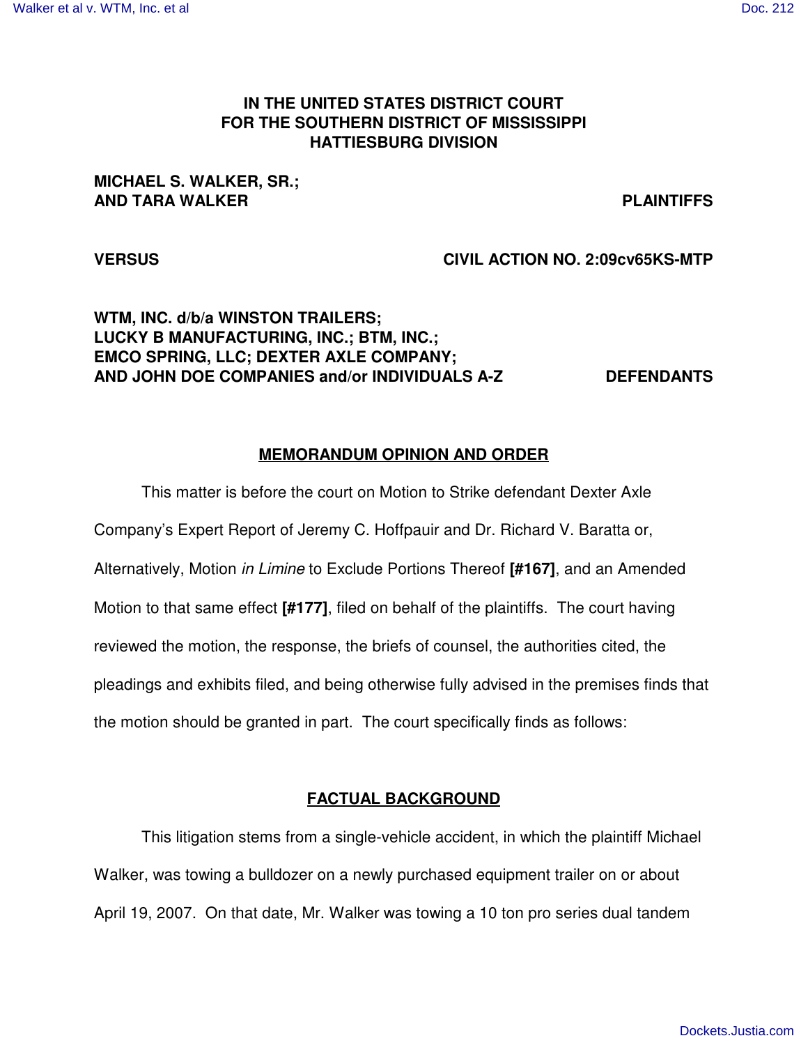**IN THE UNITED STATES DISTRICT COURT**
**FOR THE SOUTHERN DISTRICT OF MISSISSIPPI**
**HATTIESBURG DIVISION**

**MICHAEL S. WALKER, SR.;**
**AND TARA WALKER** **PLAINTIFFS**

**VERSUS** **CIVIL ACTION NO. 2:09cv65KS-MTP**

**WTM, INC. d/b/a WINSTON TRAILERS;**
**LUCKY B MANUFACTURING, INC.; BTM, INC.;**
**EMCO SPRING, LLC; DEXTER AXLE COMPANY;**
**AND JOHN DOE COMPANIES and/or INDIVIDUALS A-Z** **DEFENDANTS**

## MEMORANDUM OPINION AND ORDER

This matter is before the court on Motion to Strike defendant Dexter Axle Company's Expert Report of Jeremy C. Hoffpauir and Dr. Richard V. Baratta or, Alternatively, Motion *in Limine* to Exclude Portions Thereof **[#167]**, and an Amended Motion to that same effect **[#177]**, filed on behalf of the plaintiffs. The court having reviewed the motion, the response, the briefs of counsel, the authorities cited, the pleadings and exhibits filed, and being otherwise fully advised in the premises finds that the motion should be granted in part. The court specifically finds as follows:

## FACTUAL BACKGROUND

This litigation stems from a single-vehicle accident, in which the plaintiff Michael Walker, was towing a bulldozer on a newly purchased equipment trailer on or about April 19, 2007. On that date, Mr. Walker was towing a 10 ton pro series dual tandem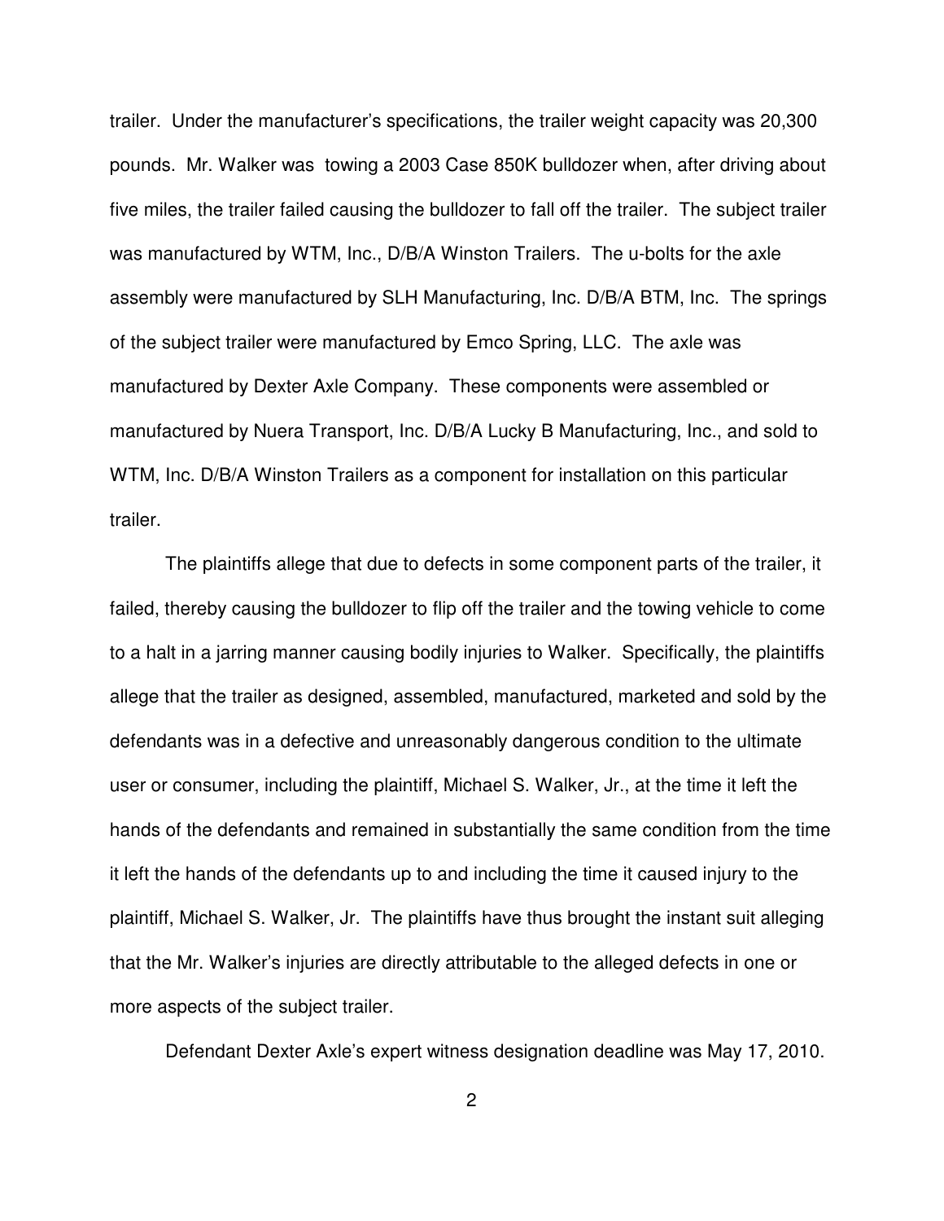trailer. Under the manufacturer's specifications, the trailer weight capacity was 20,300 pounds. Mr. Walker was towing a 2003 Case 850K bulldozer when, after driving about five miles, the trailer failed causing the bulldozer to fall off the trailer. The subject trailer was manufactured by WTM, Inc., D/B/A Winston Trailers. The u-bolts for the axle assembly were manufactured by SLH Manufacturing, Inc. D/B/A BTM, Inc. The springs of the subject trailer were manufactured by Emco Spring, LLC. The axle was manufactured by Dexter Axle Company. These components were assembled or manufactured by Nuera Transport, Inc. D/B/A Lucky B Manufacturing, Inc., and sold to WTM, Inc. D/B/A Winston Trailers as a component for installation on this particular trailer.

The plaintiffs allege that due to defects in some component parts of the trailer, it failed, thereby causing the bulldozer to flip off the trailer and the towing vehicle to come to a halt in a jarring manner causing bodily injuries to Walker. Specifically, the plaintiffs allege that the trailer as designed, assembled, manufactured, marketed and sold by the defendants was in a defective and unreasonably dangerous condition to the ultimate user or consumer, including the plaintiff, Michael S. Walker, Jr., at the time it left the hands of the defendants and remained in substantially the same condition from the time it left the hands of the defendants up to and including the time it caused injury to the plaintiff, Michael S. Walker, Jr. The plaintiffs have thus brought the instant suit alleging that the Mr. Walker's injuries are directly attributable to the alleged defects in one or more aspects of the subject trailer.

Defendant Dexter Axle's expert witness designation deadline was May 17, 2010.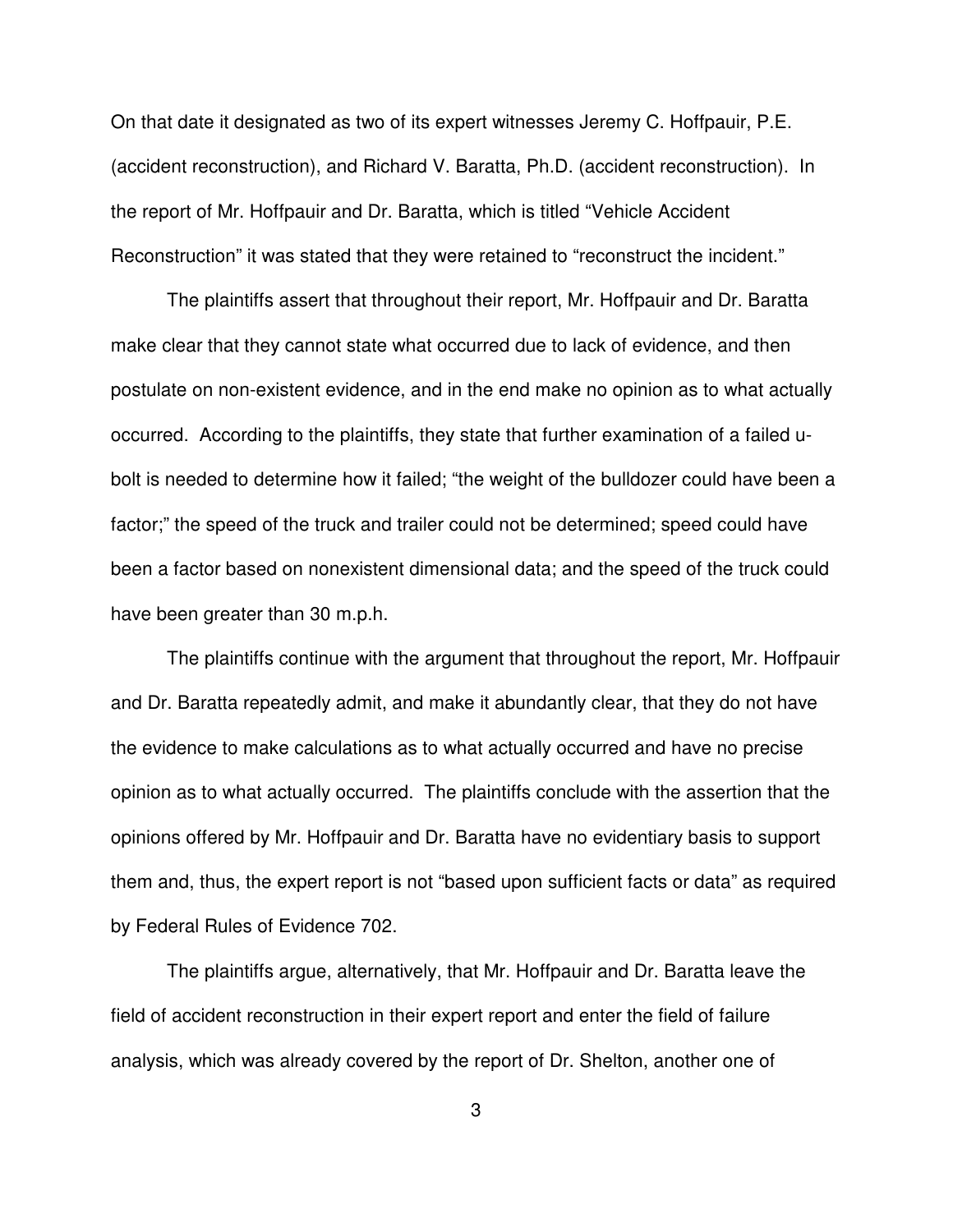On that date it designated as two of its expert witnesses Jeremy C. Hoffpauir, P.E. (accident reconstruction), and Richard V. Baratta, Ph.D. (accident reconstruction). In the report of Mr. Hoffpauir and Dr. Baratta, which is titled "Vehicle Accident Reconstruction" it was stated that they were retained to "reconstruct the incident."

The plaintiffs assert that throughout their report, Mr. Hoffpauir and Dr. Baratta make clear that they cannot state what occurred due to lack of evidence, and then postulate on non-existent evidence, and in the end make no opinion as to what actually occurred. According to the plaintiffs, they state that further examination of a failed u-bolt is needed to determine how it failed; "the weight of the bulldozer could have been a factor;" the speed of the truck and trailer could not be determined; speed could have been a factor based on nonexistent dimensional data; and the speed of the truck could have been greater than 30 m.p.h.

The plaintiffs continue with the argument that throughout the report, Mr. Hoffpauir and Dr. Baratta repeatedly admit, and make it abundantly clear, that they do not have the evidence to make calculations as to what actually occurred and have no precise opinion as to what actually occurred. The plaintiffs conclude with the assertion that the opinions offered by Mr. Hoffpauir and Dr. Baratta have no evidentiary basis to support them and, thus, the expert report is not "based upon sufficient facts or data" as required by Federal Rules of Evidence 702.

The plaintiffs argue, alternatively, that Mr. Hoffpauir and Dr. Baratta leave the field of accident reconstruction in their expert report and enter the field of failure analysis, which was already covered by the report of Dr. Shelton, another one of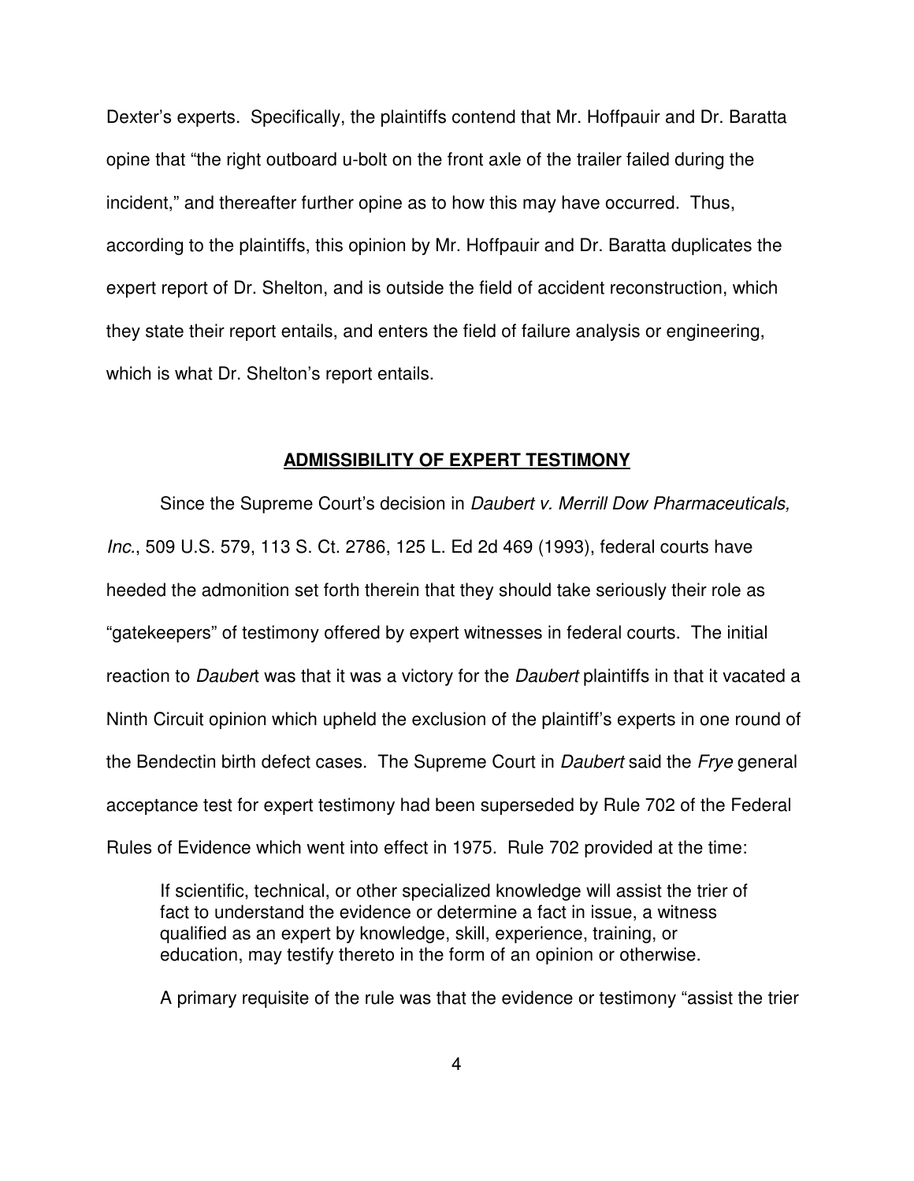Dexter's experts. Specifically, the plaintiffs contend that Mr. Hoffpauir and Dr. Baratta opine that "the right outboard u-bolt on the front axle of the trailer failed during the incident," and thereafter further opine as to how this may have occurred. Thus, according to the plaintiffs, this opinion by Mr. Hoffpauir and Dr. Baratta duplicates the expert report of Dr. Shelton, and is outside the field of accident reconstruction, which they state their report entails, and enters the field of failure analysis or engineering, which is what Dr. Shelton's report entails.

## ADMISSIBILITY OF EXPERT TESTIMONY

Since the Supreme Court's decision in *Daubert v. Merrill Dow Pharmaceuticals, Inc.*, 509 U.S. 579, 113 S. Ct. 2786, 125 L. Ed 2d 469 (1993), federal courts have heeded the admonition set forth therein that they should take seriously their role as "gatekeepers" of testimony offered by expert witnesses in federal courts. The initial reaction to *Daubert* was that it was a victory for the *Daubert* plaintiffs in that it vacated a Ninth Circuit opinion which upheld the exclusion of the plaintiff's experts in one round of the Bendectin birth defect cases. The Supreme Court in *Daubert* said the *Frye* general acceptance test for expert testimony had been superseded by Rule 702 of the Federal Rules of Evidence which went into effect in 1975. Rule 702 provided at the time:

> If scientific, technical, or other specialized knowledge will assist the trier of fact to understand the evidence or determine a fact in issue, a witness qualified as an expert by knowledge, skill, experience, training, or education, may testify thereto in the form of an opinion or otherwise.

A primary requisite of the rule was that the evidence or testimony "assist the trier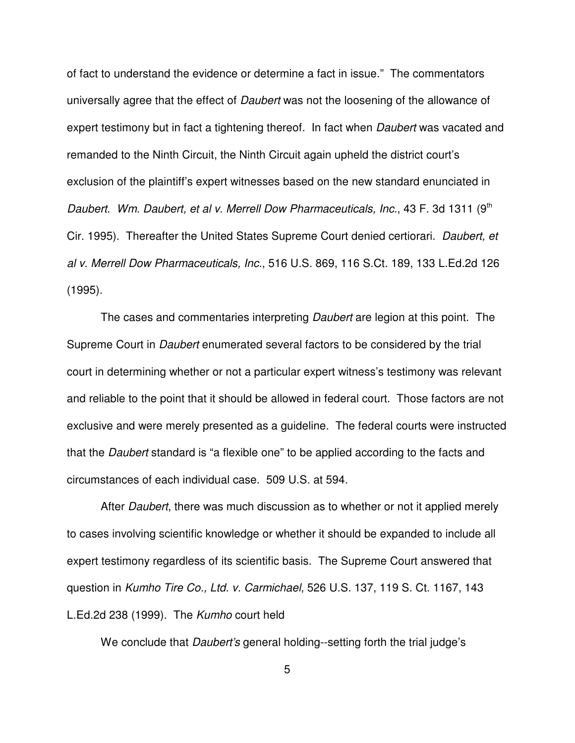of fact to understand the evidence or determine a fact in issue." The commentators universally agree that the effect of *Daubert* was not the loosening of the allowance of expert testimony but in fact a tightening thereof. In fact when *Daubert* was vacated and remanded to the Ninth Circuit, the Ninth Circuit again upheld the district court's exclusion of the plaintiff's expert witnesses based on the new standard enunciated in *Daubert*. *Wm. Daubert, et al v. Merrell Dow Pharmaceuticals, Inc.*, 43 F. 3d 1311 (9th Cir. 1995). Thereafter the United States Supreme Court denied certiorari. *Daubert, et al v. Merrell Dow Pharmaceuticals, Inc.*, 516 U.S. 869, 116 S.Ct. 189, 133 L.Ed.2d 126 (1995).

The cases and commentaries interpreting *Daubert* are legion at this point. The Supreme Court in *Daubert* enumerated several factors to be considered by the trial court in determining whether or not a particular expert witness's testimony was relevant and reliable to the point that it should be allowed in federal court. Those factors are not exclusive and were merely presented as a guideline. The federal courts were instructed that the *Daubert* standard is "a flexible one" to be applied according to the facts and circumstances of each individual case. 509 U.S. at 594.

After *Daubert*, there was much discussion as to whether or not it applied merely to cases involving scientific knowledge or whether it should be expanded to include all expert testimony regardless of its scientific basis. The Supreme Court answered that question in *Kumho Tire Co., Ltd. v. Carmichael*, 526 U.S. 137, 119 S. Ct. 1167, 143 L.Ed.2d 238 (1999). The *Kumho* court held

We conclude that *Daubert's* general holding--setting forth the trial judge's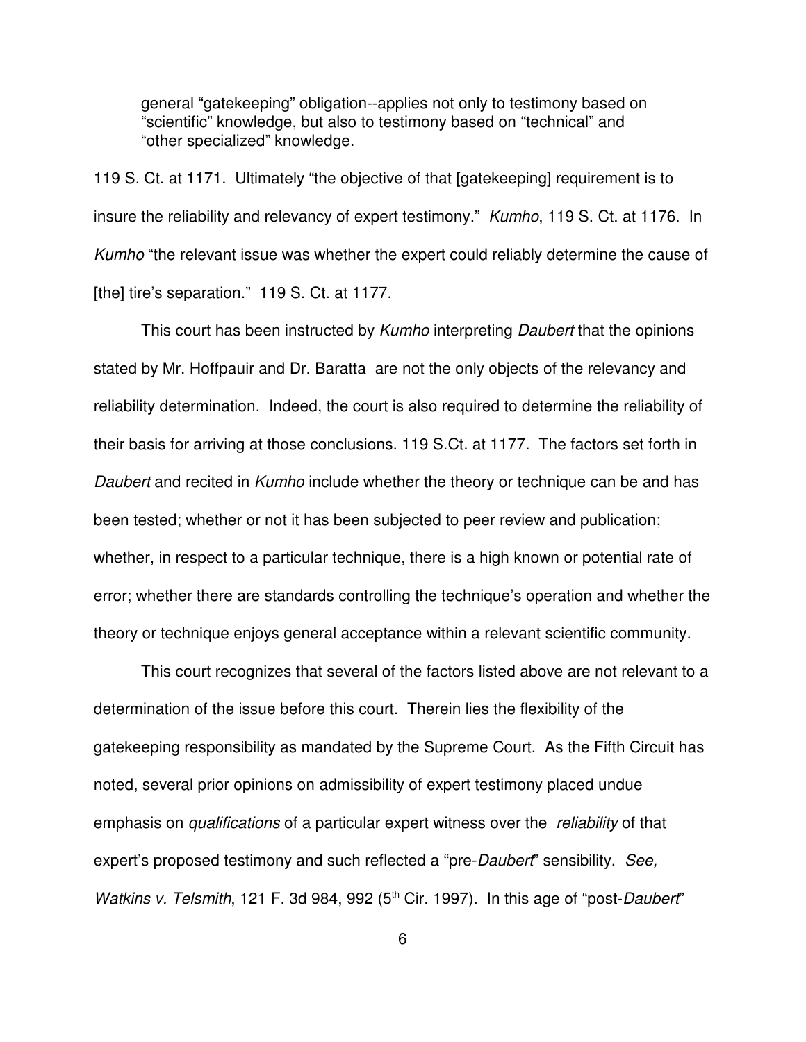general "gatekeeping" obligation--applies not only to testimony based on "scientific" knowledge, but also to testimony based on "technical" and "other specialized" knowledge.

119 S. Ct. at 1171. Ultimately "the objective of that [gatekeeping] requirement is to insure the reliability and relevancy of expert testimony." *Kumho*, 119 S. Ct. at 1176. In *Kumho* "the relevant issue was whether the expert could reliably determine the cause of [the] tire's separation." 119 S. Ct. at 1177.

This court has been instructed by *Kumho* interpreting *Daubert* that the opinions stated by Mr. Hoffpauir and Dr. Baratta are not the only objects of the relevancy and reliability determination. Indeed, the court is also required to determine the reliability of their basis for arriving at those conclusions. 119 S.Ct. at 1177. The factors set forth in *Daubert* and recited in *Kumho* include whether the theory or technique can be and has been tested; whether or not it has been subjected to peer review and publication; whether, in respect to a particular technique, there is a high known or potential rate of error; whether there are standards controlling the technique's operation and whether the theory or technique enjoys general acceptance within a relevant scientific community.

This court recognizes that several of the factors listed above are not relevant to a determination of the issue before this court. Therein lies the flexibility of the gatekeeping responsibility as mandated by the Supreme Court. As the Fifth Circuit has noted, several prior opinions on admissibility of expert testimony placed undue emphasis on *qualifications* of a particular expert witness over the *reliability* of that expert's proposed testimony and such reflected a "pre-*Daubert*" sensibility. *See, Watkins v. Telsmith*, 121 F. 3d 984, 992 (5th Cir. 1997). In this age of "post-*Daubert*"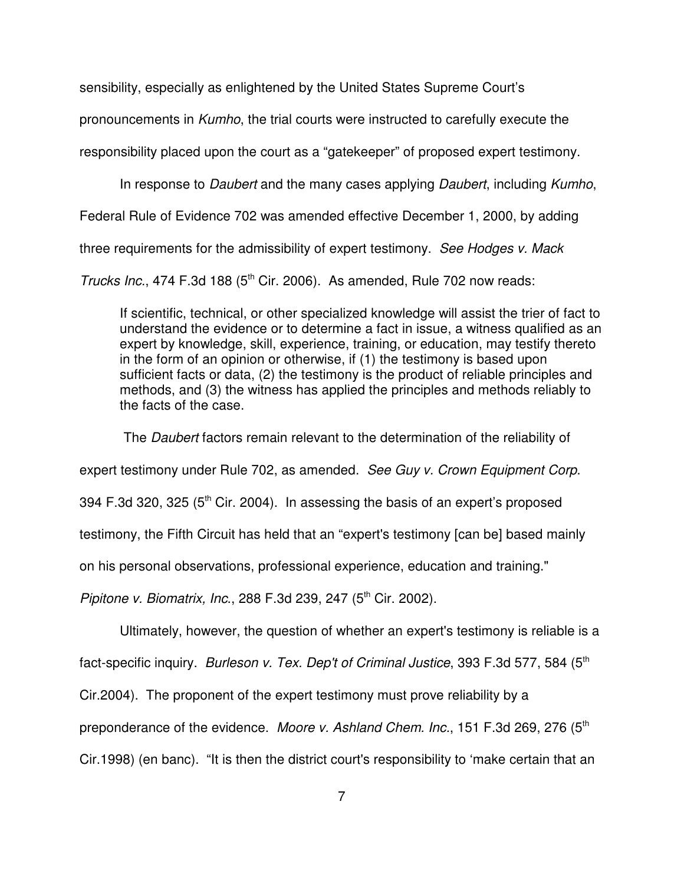sensibility, especially as enlightened by the United States Supreme Court's pronouncements in *Kumho*, the trial courts were instructed to carefully execute the responsibility placed upon the court as a "gatekeeper" of proposed expert testimony.

In response to *Daubert* and the many cases applying *Daubert*, including *Kumho*, Federal Rule of Evidence 702 was amended effective December 1, 2000, by adding three requirements for the admissibility of expert testimony. *See Hodges v. Mack Trucks Inc.*, 474 F.3d 188 (5th Cir. 2006). As amended, Rule 702 now reads:

> If scientific, technical, or other specialized knowledge will assist the trier of fact to understand the evidence or to determine a fact in issue, a witness qualified as an expert by knowledge, skill, experience, training, or education, may testify thereto in the form of an opinion or otherwise, if (1) the testimony is based upon sufficient facts or data, (2) the testimony is the product of reliable principles and methods, and (3) the witness has applied the principles and methods reliably to the facts of the case.

The *Daubert* factors remain relevant to the determination of the reliability of expert testimony under Rule 702, as amended. *See Guy v. Crown Equipment Corp*. 394 F.3d 320, 325 (5th Cir. 2004). In assessing the basis of an expert's proposed testimony, the Fifth Circuit has held that an "expert's testimony [can be] based mainly on his personal observations, professional experience, education and training." *Pipitone v. Biomatrix, Inc.*, 288 F.3d 239, 247 (5th Cir. 2002).

Ultimately, however, the question of whether an expert's testimony is reliable is a fact-specific inquiry. *Burleson v. Tex. Dep't of Criminal Justice*, 393 F.3d 577, 584 (5th Cir.2004). The proponent of the expert testimony must prove reliability by a preponderance of the evidence. *Moore v. Ashland Chem. Inc.*, 151 F.3d 269, 276 (5th Cir.1998) (en banc). "It is then the district court's responsibility to 'make certain that an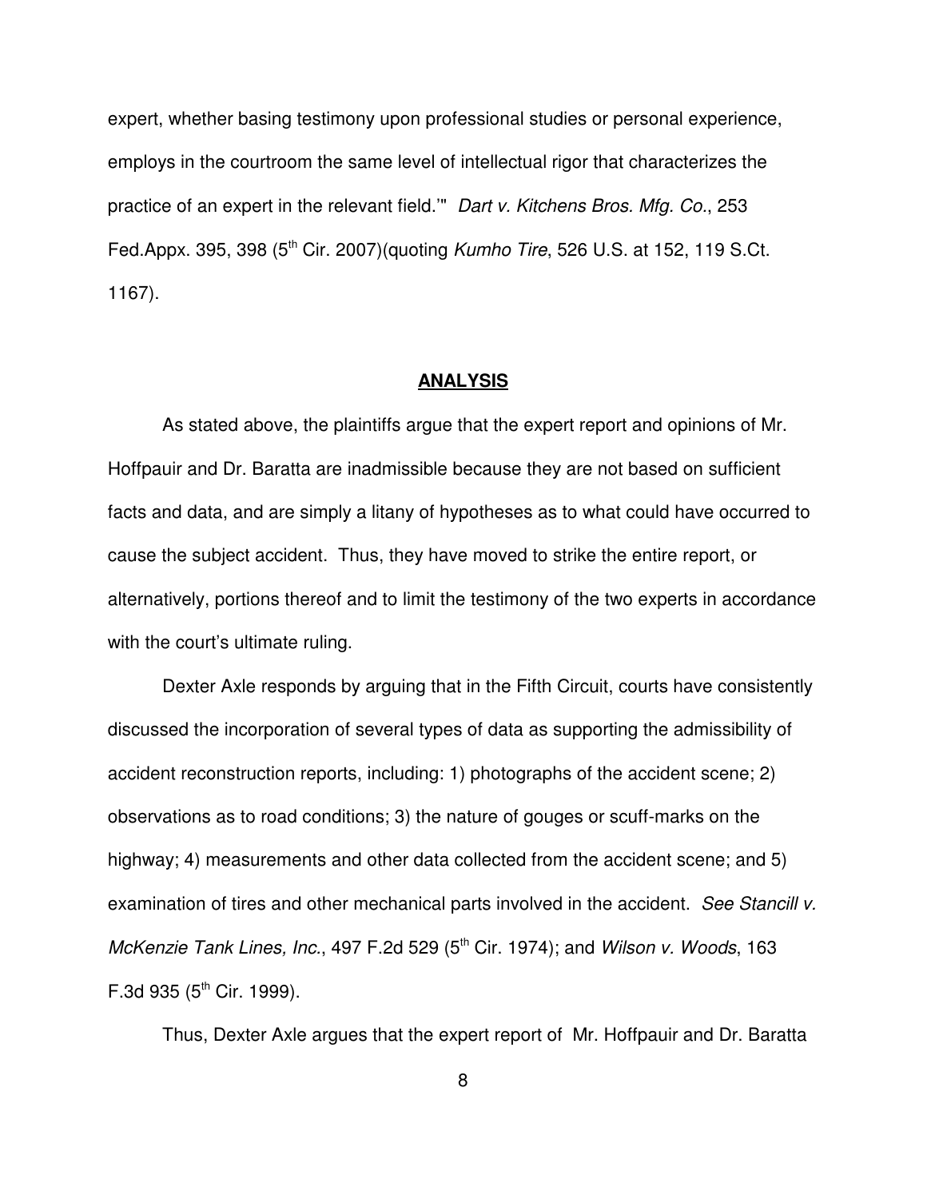expert, whether basing testimony upon professional studies or personal experience, employs in the courtroom the same level of intellectual rigor that characterizes the practice of an expert in the relevant field.'" *Dart v. Kitchens Bros. Mfg. Co.*, 253 Fed.Appx. 395, 398 (5th Cir. 2007)(quoting *Kumho Tire*, 526 U.S. at 152, 119 S.Ct. 1167).

## **ANALYSIS**

As stated above, the plaintiffs argue that the expert report and opinions of Mr. Hoffpauir and Dr. Baratta are inadmissible because they are not based on sufficient facts and data, and are simply a litany of hypotheses as to what could have occurred to cause the subject accident. Thus, they have moved to strike the entire report, or alternatively, portions thereof and to limit the testimony of the two experts in accordance with the court's ultimate ruling.

Dexter Axle responds by arguing that in the Fifth Circuit, courts have consistently discussed the incorporation of several types of data as supporting the admissibility of accident reconstruction reports, including: 1) photographs of the accident scene; 2) observations as to road conditions; 3) the nature of gouges or scuff-marks on the highway; 4) measurements and other data collected from the accident scene; and 5) examination of tires and other mechanical parts involved in the accident. *See Stancill v. McKenzie Tank Lines, Inc.*, 497 F.2d 529 (5th Cir. 1974); and *Wilson v. Woods*, 163 F.3d 935 (5th Cir. 1999).

Thus, Dexter Axle argues that the expert report of Mr. Hoffpauir and Dr. Baratta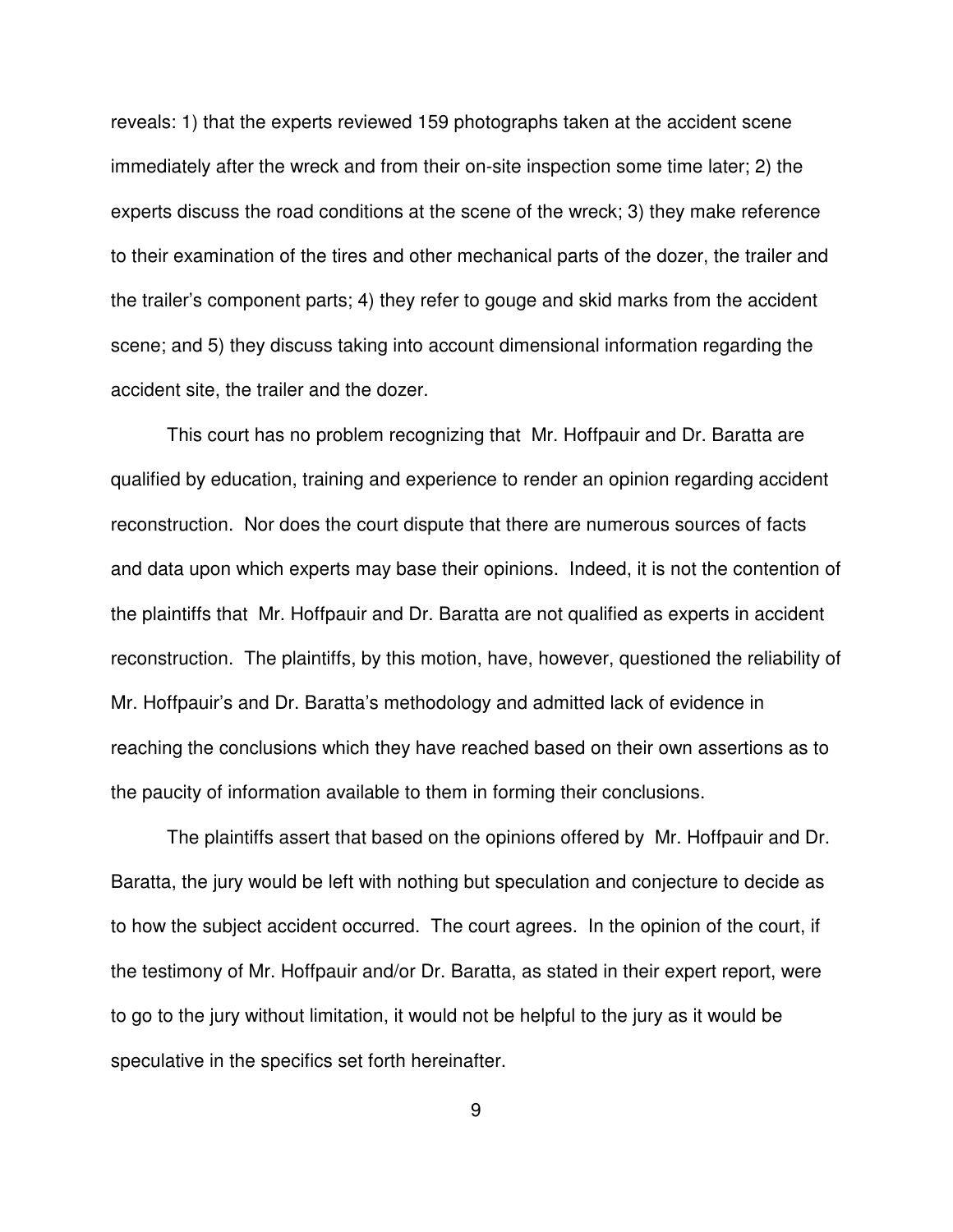reveals: 1) that the experts reviewed 159 photographs taken at the accident scene immediately after the wreck and from their on-site inspection some time later; 2) the experts discuss the road conditions at the scene of the wreck; 3) they make reference to their examination of the tires and other mechanical parts of the dozer, the trailer and the trailer's component parts; 4) they refer to gouge and skid marks from the accident scene; and 5) they discuss taking into account dimensional information regarding the accident site, the trailer and the dozer.

This court has no problem recognizing that Mr. Hoffpauir and Dr. Baratta are qualified by education, training and experience to render an opinion regarding accident reconstruction. Nor does the court dispute that there are numerous sources of facts and data upon which experts may base their opinions. Indeed, it is not the contention of the plaintiffs that Mr. Hoffpauir and Dr. Baratta are not qualified as experts in accident reconstruction. The plaintiffs, by this motion, have, however, questioned the reliability of Mr. Hoffpauir's and Dr. Baratta's methodology and admitted lack of evidence in reaching the conclusions which they have reached based on their own assertions as to the paucity of information available to them in forming their conclusions.

The plaintiffs assert that based on the opinions offered by Mr. Hoffpauir and Dr. Baratta, the jury would be left with nothing but speculation and conjecture to decide as to how the subject accident occurred. The court agrees. In the opinion of the court, if the testimony of Mr. Hoffpauir and/or Dr. Baratta, as stated in their expert report, were to go to the jury without limitation, it would not be helpful to the jury as it would be speculative in the specifics set forth hereinafter.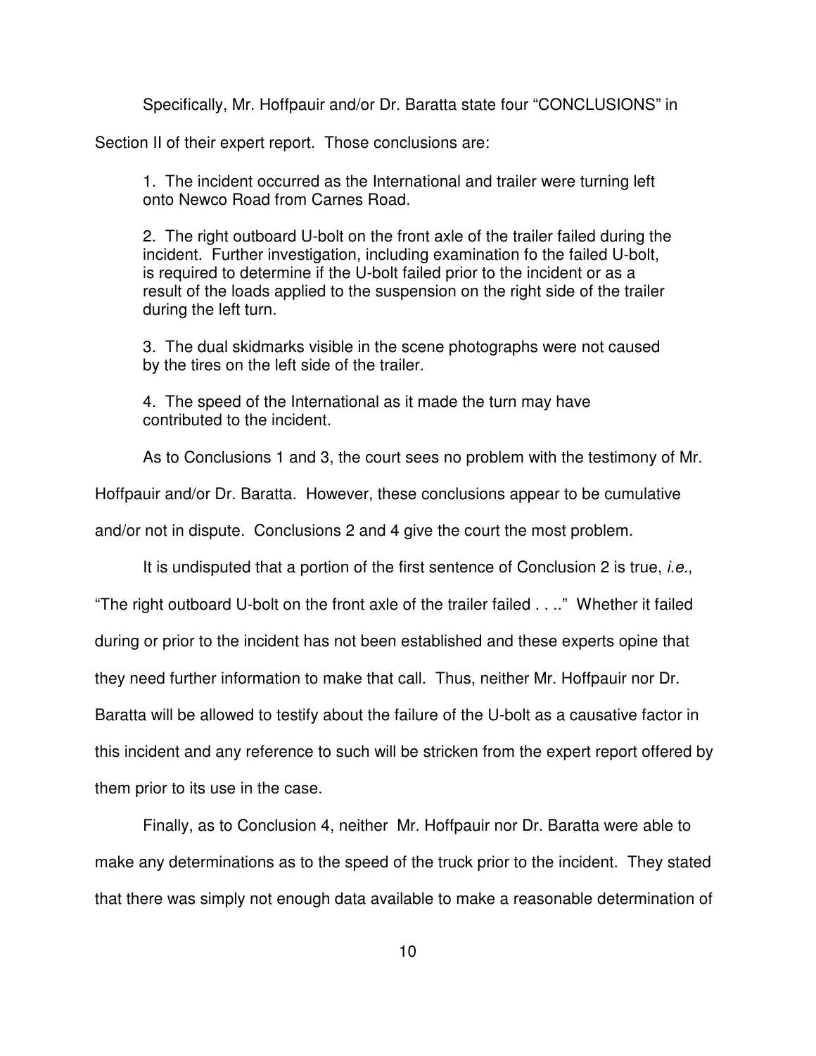Specifically, Mr. Hoffpauir and/or Dr. Baratta state four "CONCLUSIONS" in Section II of their expert report. Those conclusions are:

> 1. The incident occurred as the International and trailer were turning left onto Newco Road from Carnes Road.
>
> 2. The right outboard U-bolt on the front axle of the trailer failed during the incident. Further investigation, including examination fo the failed U-bolt, is required to determine if the U-bolt failed prior to the incident or as a result of the loads applied to the suspension on the right side of the trailer during the left turn.
>
> 3. The dual skidmarks visible in the scene photographs were not caused by the tires on the left side of the trailer.
>
> 4. The speed of the International as it made the turn may have contributed to the incident.

As to Conclusions 1 and 3, the court sees no problem with the testimony of Mr. Hoffpauir and/or Dr. Baratta. However, these conclusions appear to be cumulative and/or not in dispute. Conclusions 2 and 4 give the court the most problem.

It is undisputed that a portion of the first sentence of Conclusion 2 is true, *i.e.*, "The right outboard U-bolt on the front axle of the trailer failed . . .." Whether it failed during or prior to the incident has not been established and these experts opine that they need further information to make that call. Thus, neither Mr. Hoffpauir nor Dr. Baratta will be allowed to testify about the failure of the U-bolt as a causative factor in this incident and any reference to such will be stricken from the expert report offered by them prior to its use in the case.

Finally, as to Conclusion 4, neither Mr. Hoffpauir nor Dr. Baratta were able to make any determinations as to the speed of the truck prior to the incident. They stated that there was simply not enough data available to make a reasonable determination of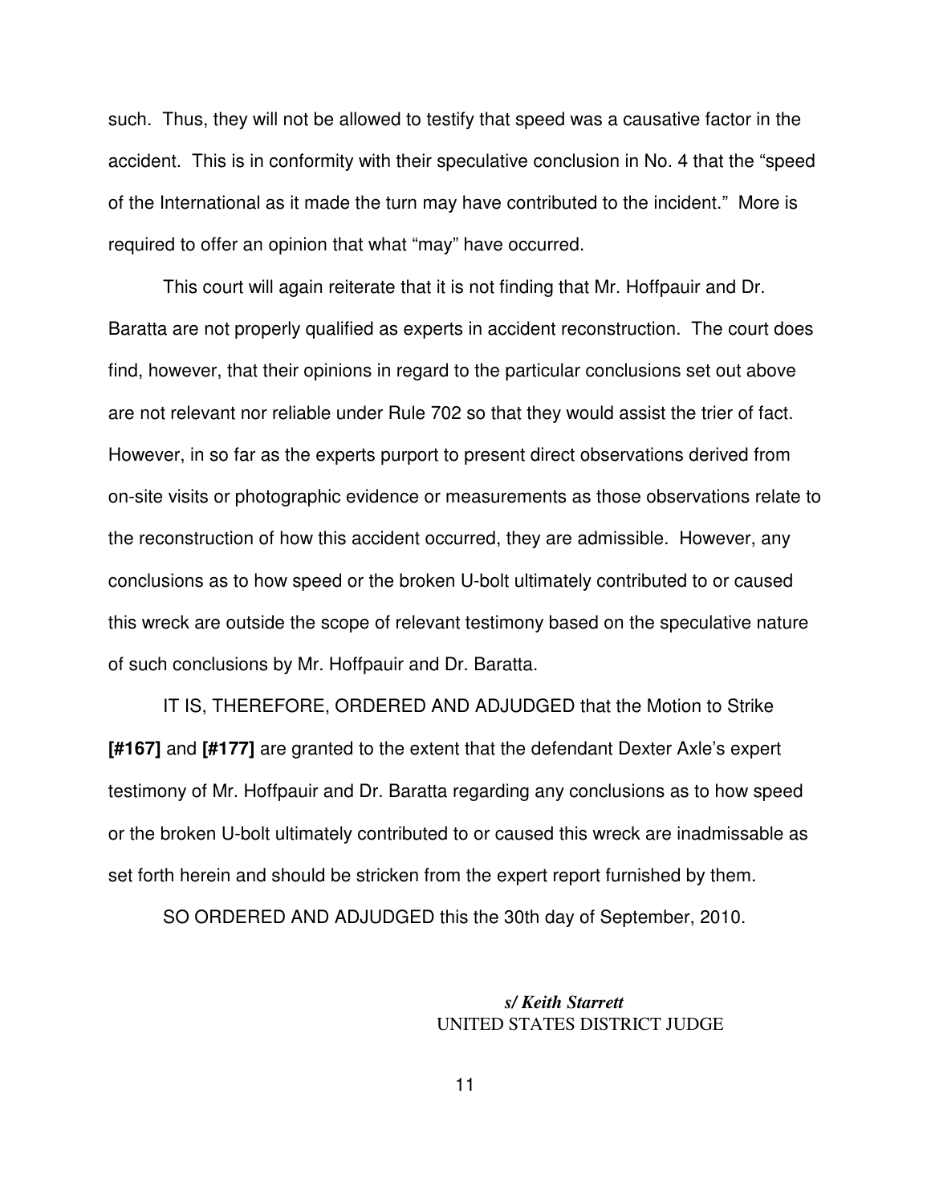such. Thus, they will not be allowed to testify that speed was a causative factor in the accident. This is in conformity with their speculative conclusion in No. 4 that the "speed of the International as it made the turn may have contributed to the incident." More is required to offer an opinion that what "may" have occurred.

This court will again reiterate that it is not finding that Mr. Hoffpauir and Dr. Baratta are not properly qualified as experts in accident reconstruction. The court does find, however, that their opinions in regard to the particular conclusions set out above are not relevant nor reliable under Rule 702 so that they would assist the trier of fact. However, in so far as the experts purport to present direct observations derived from on-site visits or photographic evidence or measurements as those observations relate to the reconstruction of how this accident occurred, they are admissible. However, any conclusions as to how speed or the broken U-bolt ultimately contributed to or caused this wreck are outside the scope of relevant testimony based on the speculative nature of such conclusions by Mr. Hoffpauir and Dr. Baratta.

IT IS, THEREFORE, ORDERED AND ADJUDGED that the Motion to Strike **[#167]** and **[#177]** are granted to the extent that the defendant Dexter Axle's expert testimony of Mr. Hoffpauir and Dr. Baratta regarding any conclusions as to how speed or the broken U-bolt ultimately contributed to or caused this wreck are inadmissable as set forth herein and should be stricken from the expert report furnished by them.

SO ORDERED AND ADJUDGED this the 30th day of September, 2010.

***s/ Keith Starrett***
UNITED STATES DISTRICT JUDGE